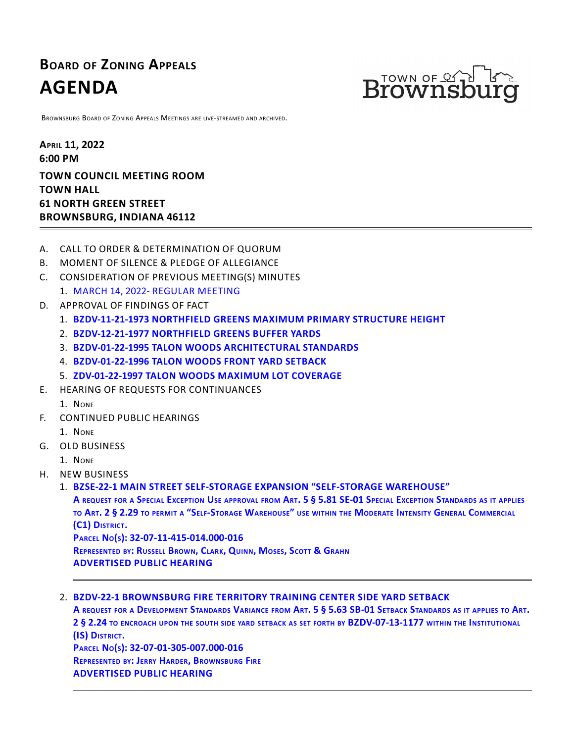# Board of Zoning Appeals

# AGENDA

TOWN OF Brownsburg

Brownsburg Board of Zoning Appeals Meetings are live-streamed and archived.

**April 11, 2022**
**6:00 PM**

**TOWN COUNCIL MEETING ROOM**
**TOWN HALL**
**61 NORTH GREEN STREET**
**BROWNSBURG, INDIANA 46112**

---

A. CALL TO ORDER & DETERMINATION OF QUORUM

B. MOMENT OF SILENCE & PLEDGE OF ALLEGIANCE

C. CONSIDERATION OF PREVIOUS MEETING(S) MINUTES
   1. MARCH 14, 2022- REGULAR MEETING

D. APPROVAL OF FINDINGS OF FACT
   1. **BZDV-11-21-1973 NORTHFIELD GREENS MAXIMUM PRIMARY STRUCTURE HEIGHT**
   2. **BZDV-12-21-1977 NORTHFIELD GREENS BUFFER YARDS**
   3. **BZDV-01-22-1995 TALON WOODS ARCHITECTURAL STANDARDS**
   4. **BZDV-01-22-1996 TALON WOODS FRONT YARD SETBACK**
   5. **ZDV-01-22-1997 TALON WOODS MAXIMUM LOT COVERAGE**

E. HEARING OF REQUESTS FOR CONTINUANCES
   1. None

F. CONTINUED PUBLIC HEARINGS
   1. None

G. OLD BUSINESS
   1. None

H. NEW BUSINESS
   1. **BZSE-22-1 MAIN STREET SELF-STORAGE EXPANSION "SELF-STORAGE WAREHOUSE"**
      **A request for a Special Exception Use approval from Art. 5 § 5.81 SE-01 Special Exception Standards as it applies to Art. 2 § 2.29 to permit a "Self-Storage Warehouse" use within the Moderate Intensity General Commercial (C1) District.**
      **Parcel No(s): 32-07-11-415-014.000-016**
      **Represented by: Russell Brown, Clark, Quinn, Moses, Scott & Grahn**
      **ADVERTISED PUBLIC HEARING**

---

   2. **BZDV-22-1 BROWNSBURG FIRE TERRITORY TRAINING CENTER SIDE YARD SETBACK**
      **A request for a Development Standards Variance from Art. 5 § 5.63 SB-01 Setback Standards as it applies to Art. 2 § 2.24 to encroach upon the south side yard setback as set forth by BZDV-07-13-1177 within the Institutional (IS) District.**
      **Parcel No(s): 32-07-01-305-007.000-016**
      **Represented by: Jerry Harder, Brownsburg Fire**
      **ADVERTISED PUBLIC HEARING**

---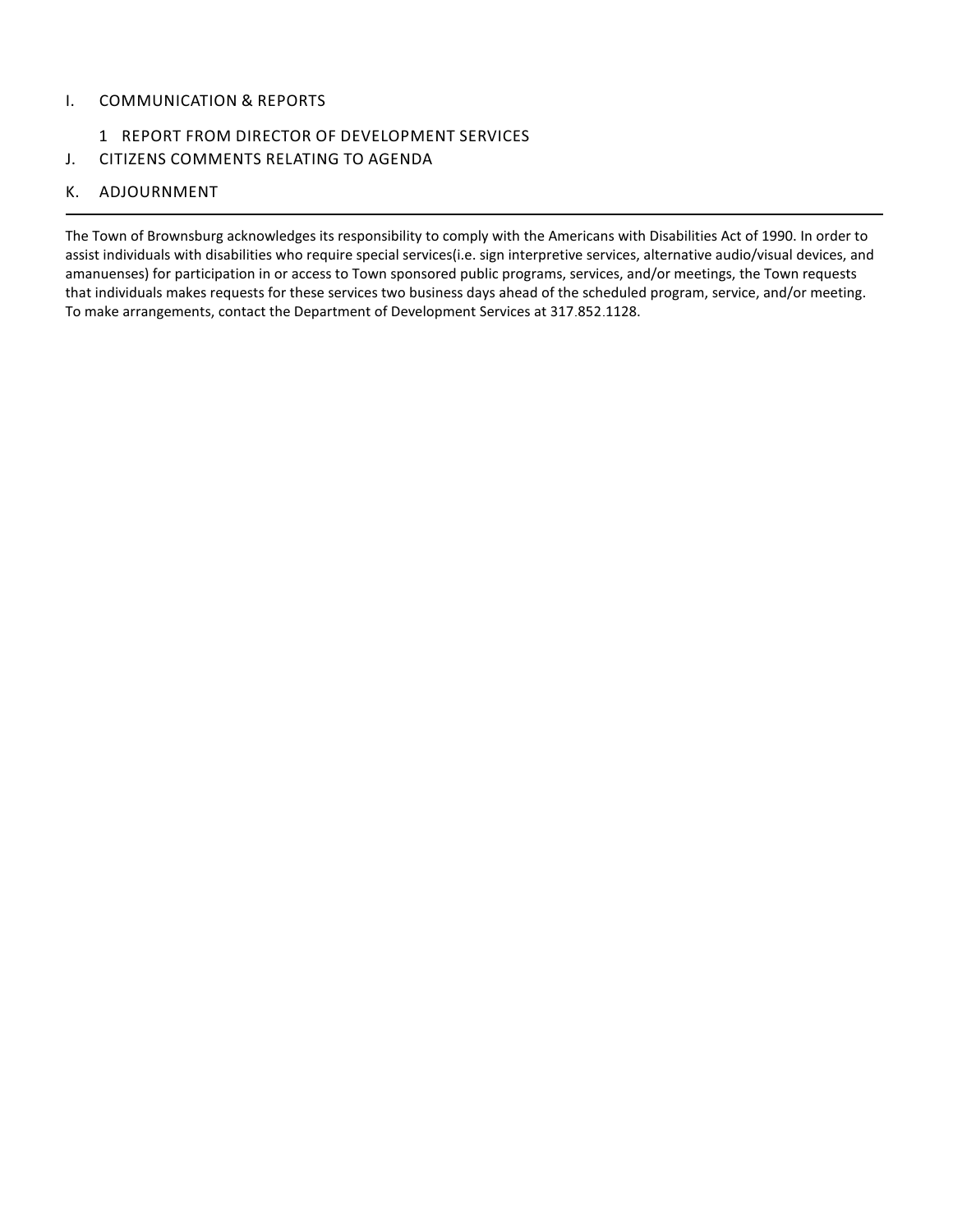I. COMMUNICATION & REPORTS

   1 REPORT FROM DIRECTOR OF DEVELOPMENT SERVICES

J. CITIZENS COMMENTS RELATING TO AGENDA

K. ADJOURNMENT

---

The Town of Brownsburg acknowledges its responsibility to comply with the Americans with Disabilities Act of 1990. In order to assist individuals with disabilities who require special services(i.e. sign interpretive services, alternative audio/visual devices, and amanuenses) for participation in or access to Town sponsored public programs, services, and/or meetings, the Town requests that individuals makes requests for these services two business days ahead of the scheduled program, service, and/or meeting. To make arrangements, contact the Department of Development Services at 317.852.1128.